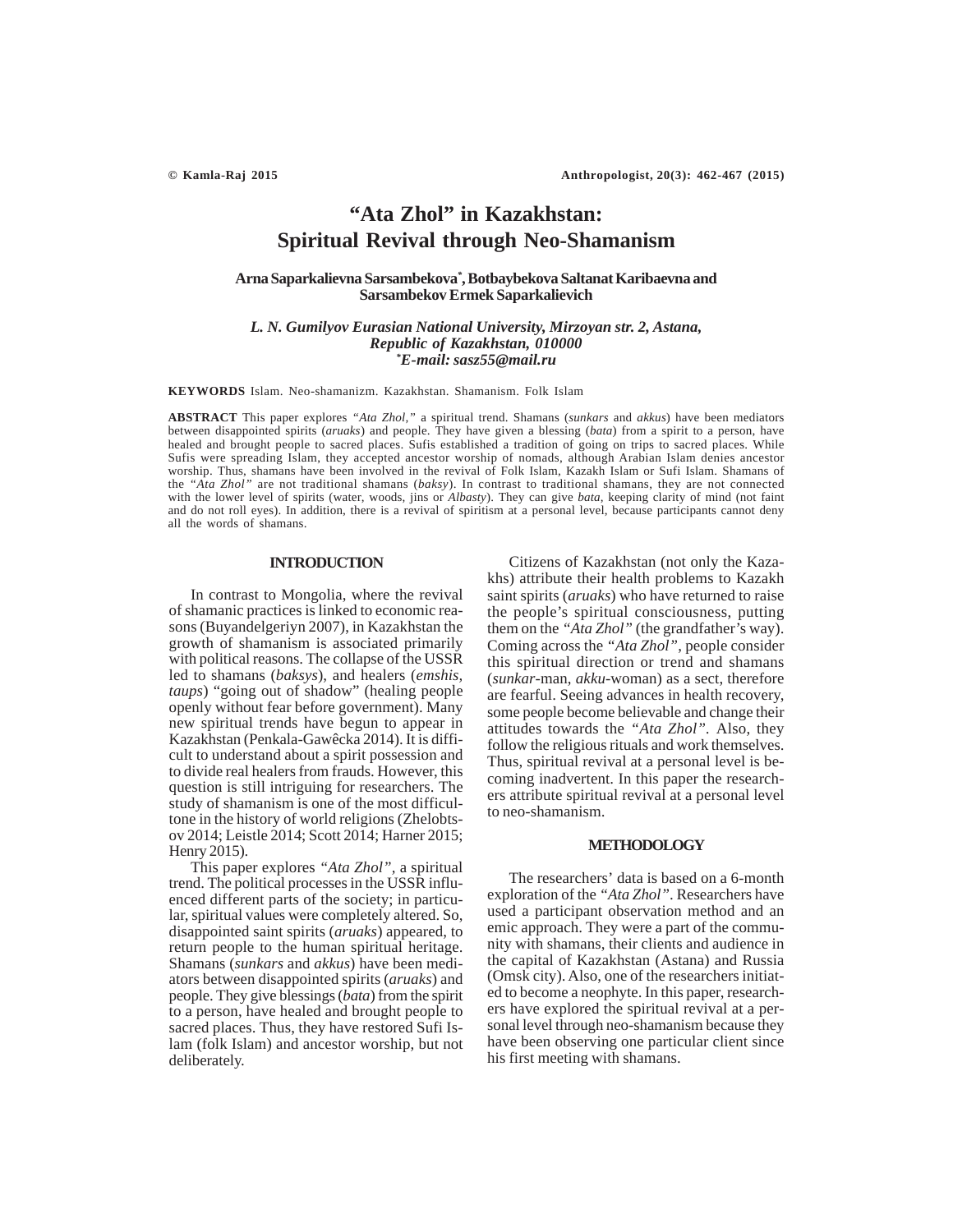# "Ata Zhol" in Kazakhstan: Spiritual Revival through Neo-Shamanism

**Arna Saparkalievna Sarsambekova[*], Botbaybekova Saltanat Karibaevna and Sarsambekov Ermek Saparkalievich**

*L. N. Gumilyov Eurasian National University, Mirzoyan str. 2, Astana, Republic of Kazakhstan, 010000*
*[*]E-mail: sasz55@mail.ru*

**KEYWORDS** Islam. Neo-shamanizm. Kazakhstan. Shamanism. Folk Islam

**ABSTRACT** This paper explores *"Ata Zhol,"* a spiritual trend. Shamans (*sunkars* and *akkus*) have been mediators between disappointed spirits (*aruaks*) and people. They have given a blessing (*bata*) from a spirit to a person, have healed and brought people to sacred places. Sufis established a tradition of going on trips to sacred places. While Sufis were spreading Islam, they accepted ancestor worship of nomads, although Arabian Islam denies ancestor worship. Thus, shamans have been involved in the revival of Folk Islam, Kazakh Islam or Sufi Islam. Shamans of the *"Ata Zhol"* are not traditional shamans (*baksy*). In contrast to traditional shamans, they are not connected with the lower level of spirits (water, woods, jins or *Albasty*). They can give *bata*, keeping clarity of mind (not faint and do not roll eyes). In addition, there is a revival of spiritism at a personal level, because participants cannot deny all the words of shamans.

## INTRODUCTION

In contrast to Mongolia, where the revival of shamanic practices is linked to economic reasons (Buyandelgeriyn 2007), in Kazakhstan the growth of shamanism is associated primarily with political reasons. The collapse of the USSR led to shamans (*baksys*), and healers (*emshis, taups*) "going out of shadow" (healing people openly without fear before government). Many new spiritual trends have begun to appear in Kazakhstan (Penkala-Gawêcka 2014). It is difficult to understand about a spirit possession and to divide real healers from frauds. However, this question is still intriguing for researchers. The study of shamanism is one of the most difficulttone in the history of world religions (Zhelobtsov 2014; Leistle 2014; Scott 2014; Harner 2015; Henry 2015).

This paper explores *"Ata Zhol"*, a spiritual trend. The political processes in the USSR influenced different parts of the society; in particular, spiritual values were completely altered. So, disappointed saint spirits (*aruaks*) appeared, to return people to the human spiritual heritage. Shamans (*sunkars* and *akkus*) have been mediators between disappointed spirits (*aruaks*) and people. They give blessings (*bata*) from the spirit to a person, have healed and brought people to sacred places. Thus, they have restored Sufi Islam (folk Islam) and ancestor worship, but not deliberately.

Citizens of Kazakhstan (not only the Kazakhs) attribute their health problems to Kazakh saint spirits (*aruaks*) who have returned to raise the people's spiritual consciousness, putting them on the *"Ata Zhol"* (the grandfather's way). Coming across the *"Ata Zhol"*, people consider this spiritual direction or trend and shamans (*sunkar*-man, *akku*-woman) as a sect, therefore are fearful. Seeing advances in health recovery, some people become believable and change their attitudes towards the *"Ata Zhol"*. Also, they follow the religious rituals and work themselves. Thus, spiritual revival at a personal level is becoming inadvertent. In this paper the researchers attribute spiritual revival at a personal level to neo-shamanism.

## METHODOLOGY

The researchers' data is based on a 6-month exploration of the *"Ata Zhol"*. Researchers have used a participant observation method and an emic approach. They were a part of the community with shamans, their clients and audience in the capital of Kazakhstan (Astana) and Russia (Omsk city). Also, one of the researchers initiated to become a neophyte. In this paper, researchers have explored the spiritual revival at a personal level through neo-shamanism because they have been observing one particular client since his first meeting with shamans.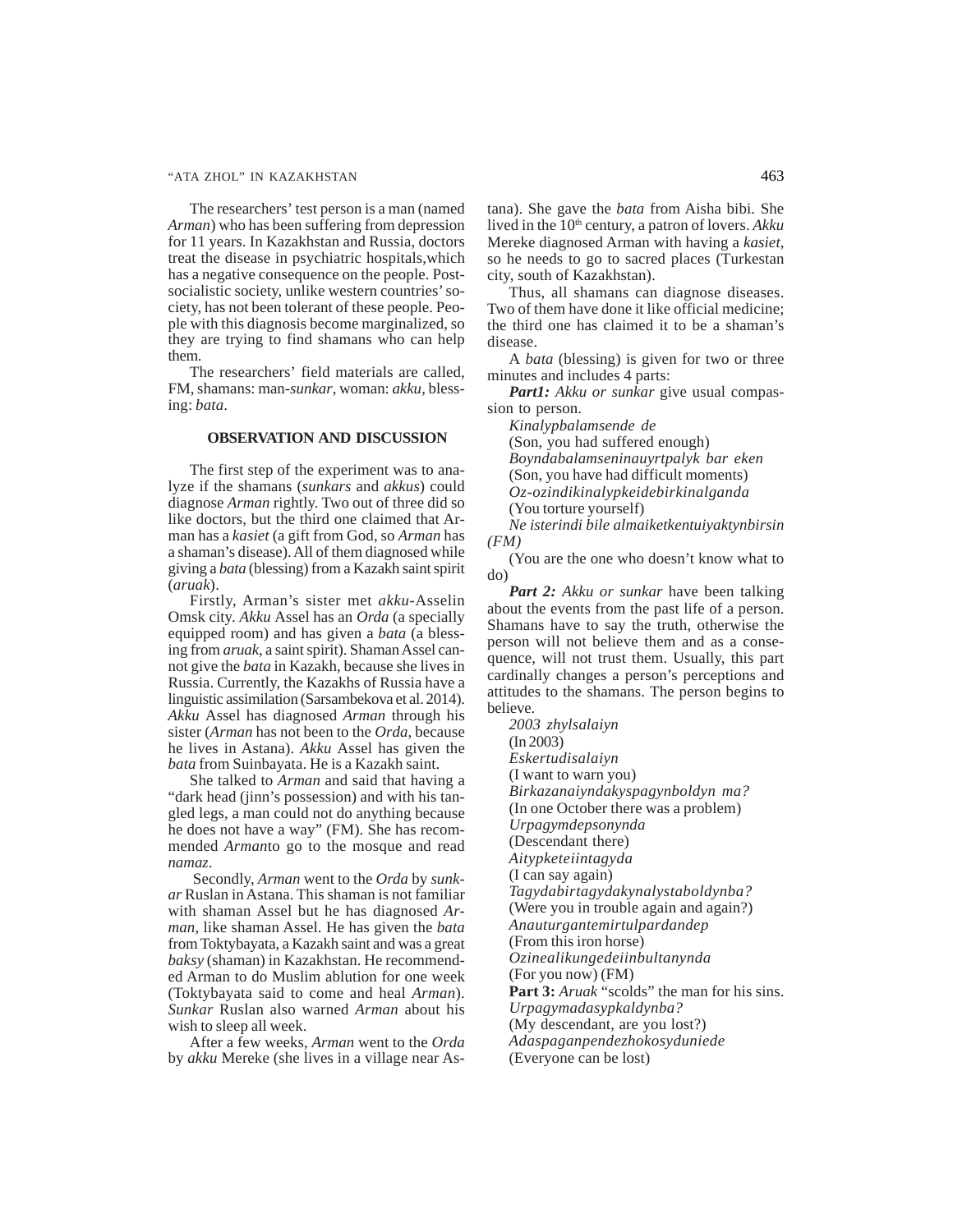The researchers' test person is a man (named *Arman*) who has been suffering from depression for 11 years. In Kazakhstan and Russia, doctors treat the disease in psychiatric hospitals,which has a negative consequence on the people. Post-socialistic society, unlike western countries' society, has not been tolerant of these people. People with this diagnosis become marginalized, so they are trying to find shamans who can help them.

The researchers' field materials are called, FM, shamans: man-*sunkar*, woman: *akku*, blessing: *bata*.

## OBSERVATION AND DISCUSSION

The first step of the experiment was to analyze if the shamans (*sunkars* and *akkus*) could diagnose *Arman* rightly. Two out of three did so like doctors, but the third one claimed that Arman has a *kasiet* (a gift from God, so *Arman* has a shaman's disease). All of them diagnosed while giving a *bata* (blessing) from a Kazakh saint spirit (*aruak*).

Firstly, Arman's sister met *akku*-Asselin Omsk city. *Akku* Assel has an *Orda* (a specially equipped room) and has given a *bata* (a blessing from *aruak*, a saint spirit). Shaman Assel cannot give the *bata* in Kazakh, because she lives in Russia. Currently, the Kazakhs of Russia have a linguistic assimilation (Sarsambekova et al. 2014). *Akku* Assel has diagnosed *Arman* through his sister (*Arman* has not been to the *Orda*, because he lives in Astana). *Akku* Assel has given the *bata* from Suinbayata. He is a Kazakh saint.

She talked to *Arman* and said that having a "dark head (jinn's possession) and with his tangled legs, a man could not do anything because he does not have a way" (FM). She has recommended *Arman*to go to the mosque and read *namaz*.

Secondly, *Arman* went to the *Orda* by *sunkar* Ruslan in Astana. This shaman is not familiar with shaman Assel but he has diagnosed *Arman*, like shaman Assel. He has given the *bata* from Toktybayata, a Kazakh saint and was a great *baksy* (shaman) in Kazakhstan. He recommended Arman to do Muslim ablution for one week (Toktybayata said to come and heal *Arman*). *Sunkar* Ruslan also warned *Arman* about his wish to sleep all week.

After a few weeks, *Arman* went to the *Orda* by *akku* Mereke (she lives in a village near Astana). She gave the *bata* from Aisha bibi. She lived in the 10th century, a patron of lovers. *Akku* Mereke diagnosed Arman with having a *kasiet*, so he needs to go to sacred places (Turkestan city, south of Kazakhstan).

Thus, all shamans can diagnose diseases. Two of them have done it like official medicine; the third one has claimed it to be a shaman's disease.

A *bata* (blessing) is given for two or three minutes and includes 4 parts:

***Part1:*** *Akku or sunkar* give usual compassion to person.

*Kinalypbalamsende de*
(Son, you had suffered enough)
*Boyndabalamseninauyrtpalyk bar eken*
(Son, you have had difficult moments)
*Oz-ozindikinalypkeidebirkinalganda*
(You torture yourself)
*Ne isterindi bile almaiketkentuiyaktynbirsin (FM)*
(You are the one who doesn't know what to do)

***Part 2:*** *Akku or sunkar* have been talking about the events from the past life of a person. Shamans have to say the truth, otherwise the person will not believe them and as a consequence, will not trust them. Usually, this part cardinally changes a person's perceptions and attitudes to the shamans. The person begins to believe.

*2003 zhylsalaiyn*
(In 2003)
*Eskertudisalaiyn*
(I want to warn you)
*Birkazanaiyndakyspagynboldyn ma?*
(In one October there was a problem)
*Urpagymdepsonynda*
(Descendant there)
*Aitypketeiintagyda*
(I can say again)
*Tagydabirtagydakynalystaboldynba?*
(Were you in trouble again and again?)
*Anauturgantemirtulpardandep*
(From this iron horse)
*Ozinealikungedeiinbultanynda*
(For you now) (FM)

**Part 3:** *Aruak* "scolds" the man for his sins.

*Urpagymadasypkaldynba?*
(My descendant, are you lost?)
*Adaspaganpendezhokosyduniede*
(Everyone can be lost)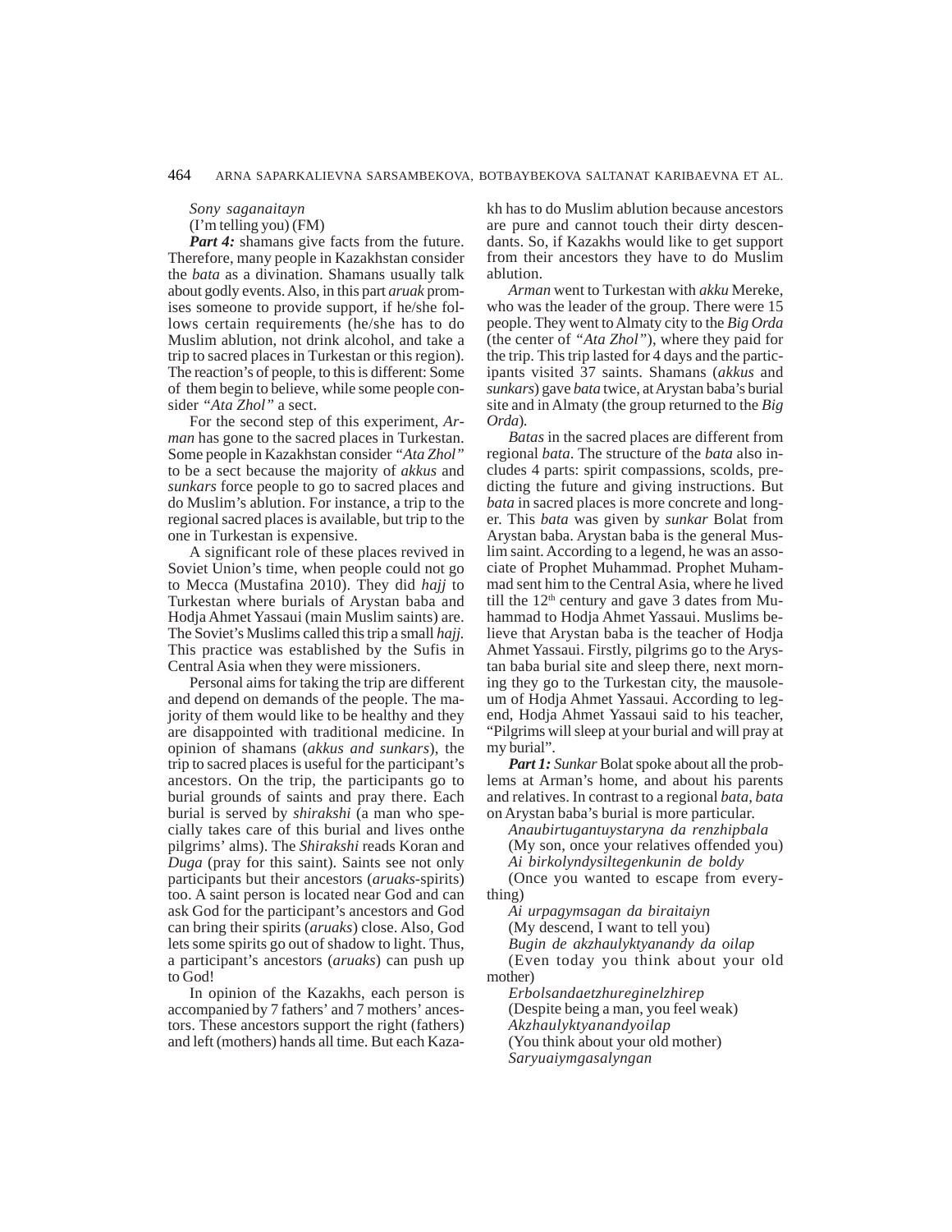*Sony saganaitayn*

(I'm telling you) (FM)

***Part 4:*** shamans give facts from the future. Therefore, many people in Kazakhstan consider the *bata* as a divination. Shamans usually talk about godly events. Also, in this part *aruak* promises someone to provide support, if he/she follows certain requirements (he/she has to do Muslim ablution, not drink alcohol, and take a trip to sacred places in Turkestan or this region). The reaction's of people, to this is different: Some of them begin to believe, while some people consider *"Ata Zhol"* a sect.

For the second step of this experiment, *Arman* has gone to the sacred places in Turkestan. Some people in Kazakhstan consider *"Ata Zhol"* to be a sect because the majority of *akkus* and *sunkars* force people to go to sacred places and do Muslim's ablution. For instance, a trip to the regional sacred places is available, but trip to the one in Turkestan is expensive.

A significant role of these places revived in Soviet Union's time, when people could not go to Mecca (Mustafina 2010). They did *hajj* to Turkestan where burials of Arystan baba and Hodja Ahmet Yassaui (main Muslim saints) are. The Soviet's Muslims called this trip a small *hajj.* This practice was established by the Sufis in Central Asia when they were missioners.

Personal aims for taking the trip are different and depend on demands of the people. The majority of them would like to be healthy and they are disappointed with traditional medicine. In opinion of shamans (*akkus and sunkars*), the trip to sacred places is useful for the participant's ancestors. On the trip, the participants go to burial grounds of saints and pray there. Each burial is served by *shirakshi* (a man who specially takes care of this burial and lives onthe pilgrims' alms). The *Shirakshi* reads Koran and *Duga* (pray for this saint). Saints see not only participants but their ancestors (*aruaks*-spirits) too. A saint person is located near God and can ask God for the participant's ancestors and God can bring their spirits (*aruaks*) close. Also, God lets some spirits go out of shadow to light. Thus, a participant's ancestors (*aruaks*) can push up to God!

In opinion of the Kazakhs, each person is accompanied by 7 fathers' and 7 mothers' ancestors. These ancestors support the right (fathers) and left (mothers) hands all time. But each Kazakh has to do Muslim ablution because ancestors are pure and cannot touch their dirty descendants. So, if Kazakhs would like to get support from their ancestors they have to do Muslim ablution.

*Arman* went to Turkestan with *akku* Mereke, who was the leader of the group. There were 15 people. They went to Almaty city to the *Big Orda* (the center of *"Ata Zhol"*), where they paid for the trip. This trip lasted for 4 days and the participants visited 37 saints. Shamans (*akkus* and *sunkars*) gave *bata* twice, at Arystan baba's burial site and in Almaty (the group returned to the *Big Orda*).

*Batas* in the sacred places are different from regional *bata*. The structure of the *bata* also includes 4 parts: spirit compassions, scolds, predicting the future and giving instructions. But *bata* in sacred places is more concrete and longer. This *bata* was given by *sunkar* Bolat from Arystan baba. Arystan baba is the general Muslim saint. According to a legend, he was an associate of Prophet Muhammad. Prophet Muhammad sent him to the Central Asia, where he lived till the 12th century and gave 3 dates from Muhammad to Hodja Ahmet Yassaui. Muslims believe that Arystan baba is the teacher of Hodja Ahmet Yassaui. Firstly, pilgrims go to the Arystan baba burial site and sleep there, next morning they go to the Turkestan city, the mausoleum of Hodja Ahmet Yassaui. According to legend, Hodja Ahmet Yassaui said to his teacher, "Pilgrims will sleep at your burial and will pray at my burial".

***Part 1:*** *Sunkar* Bolat spoke about all the problems at Arman's home, and about his parents and relatives. In contrast to a regional *bata*, *bata* on Arystan baba's burial is more particular.

*Anaubirtugantuystaryna da renzhipbala*

(My son, once your relatives offended you)

*Ai birkolyndysiltegenkunin de boldy*

(Once you wanted to escape from everything)

*Ai urpagymsagan da biraitaiyn*

(My descend, I want to tell you)

*Bugin de akzhaulyktyanandy da oilap*

(Even today you think about your old mother)

*Erbolsandaetzhureginelzhirep*

(Despite being a man, you feel weak)

*Akzhaulyktyanandyoilap*

(You think about your old mother)

*Saryuaiymgasalyngan*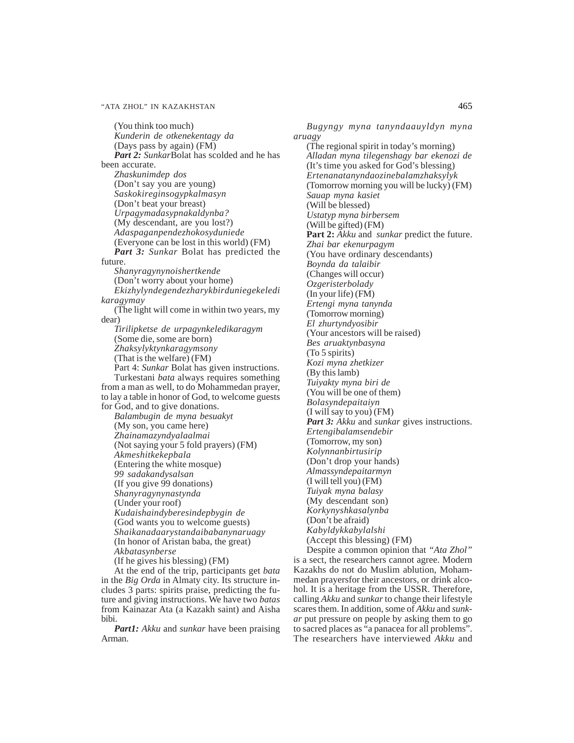(You think too much)
*Kunderin de otkenekentagy da*
(Days pass by again) (FM)

***Part 2:*** *Sunkar*Bolat has scolded and he has been accurate.

*Zhaskunimdep dos*
(Don't say you are young)
*Saskokireginsogypkalmasyn*
(Don't beat your breast)
*Urpagymadasypnakaldynba?*
(My descendant, are you lost?)
*Adaspaganpendezhokosyduniede*
(Everyone can be lost in this world) (FM)

***Part 3:*** *Sunkar* Bolat has predicted the future.

*Shanyragynynoishertkende*
(Don't worry about your home)
*Ekizhylyndegendezharykbirduniegekeledi karagymay*
(The light will come in within two years, my dear)
*Tirilipketse de urpagynkeledikaragym*
(Some die, some are born)
*Zhaksylyktynkaragymsony*
(That is the welfare) (FM)

Part 4: *Sunkar* Bolat has given instructions.

Turkestani *bata* always requires something from a man as well, to do Mohammedan prayer, to lay a table in honor of God, to welcome guests for God, and to give donations.

*Balambugin de myna besuakyt*
(My son, you came here)
*Zhainamazyndyalaalmai*
(Not saying your 5 fold prayers) (FM)
*Akmeshitkekepbala*
(Entering the white mosque)
*99 sadakandysalsan*
(If you give 99 donations)
*Shanyragynynastynda*
(Under your roof)
*Kudaishaindyberesindepbygin de*
(God wants you to welcome guests)
*Shaikanadaarystandaibabanynaruagy*
(In honor of Aristan baba, the great)
*Akbatasynberse*
(If he gives his blessing) (FM)

At the end of the trip, participants get *bata* in the *Big Orda* in Almaty city. Its structure includes 3 parts: spirits praise, predicting the future and giving instructions. We have two *batas* from Kainazar Ata (a Kazakh saint) and Aisha bibi.

***Part1:*** *Akku* and *sunkar* have been praising Arman.

*Bugyngy myna tanyndaauyldyn myna aruagy*
(The regional spirit in today's morning)
*Alladan myna tilegenshagy bar ekenozi de*
(It's time you asked for God's blessing)
*Ertenanatanyndaozinebalamzhaksylyk*
(Tomorrow morning you will be lucky) (FM)
*Sauap myna kasiet*
(Will be blessed)
*Ustatyp myna birbersem*
(Will be gifted) (FM)

**Part 2:** *Akku* and *sunkar* predict the future.

*Zhai bar ekenurpagym*
(You have ordinary descendants)
*Boynda da talaibir*
(Changes will occur)
*Ozgeristerbolady*
(In your life) (FM)
*Ertengi myna tanynda*
(Tomorrow morning)
*El zhurtyndyosibir*
(Your ancestors will be raised)
*Bes aruaktynbasyna*
(To 5 spirits)
*Kozi myna zhetkizer*
(By this lamb)
*Tuiyakty myna biri de*
(You will be one of them)
*Bolasyndepaitaiyn*
(I will say to you) (FM)

***Part 3:*** *Akku* and *sunkar* gives instructions.

*Ertengibalamsendebir*
(Tomorrow, my son)
*Kolynnanbirtusirip*
(Don't drop your hands)
*Almassyndepaitarmyn*
(I will tell you) (FM)
*Tuiyak myna balasy*
(My descendant son)
*Korkynyshkasalynba*
(Don't be afraid)
*Kabyldykkabylalshi*
(Accept this blessing) (FM)

Despite a common opinion that *"Ata Zhol"* is a sect, the researchers cannot agree. Modern Kazakhs do not do Muslim ablution, Mohammedan prayersfor their ancestors, or drink alcohol. It is a heritage from the USSR. Therefore, calling *Akku* and *sunkar* to change their lifestyle scares them. In addition, some of *Akku* and *sunkar* put pressure on people by asking them to go to sacred places as "a panacea for all problems". The researchers have interviewed *Akku* and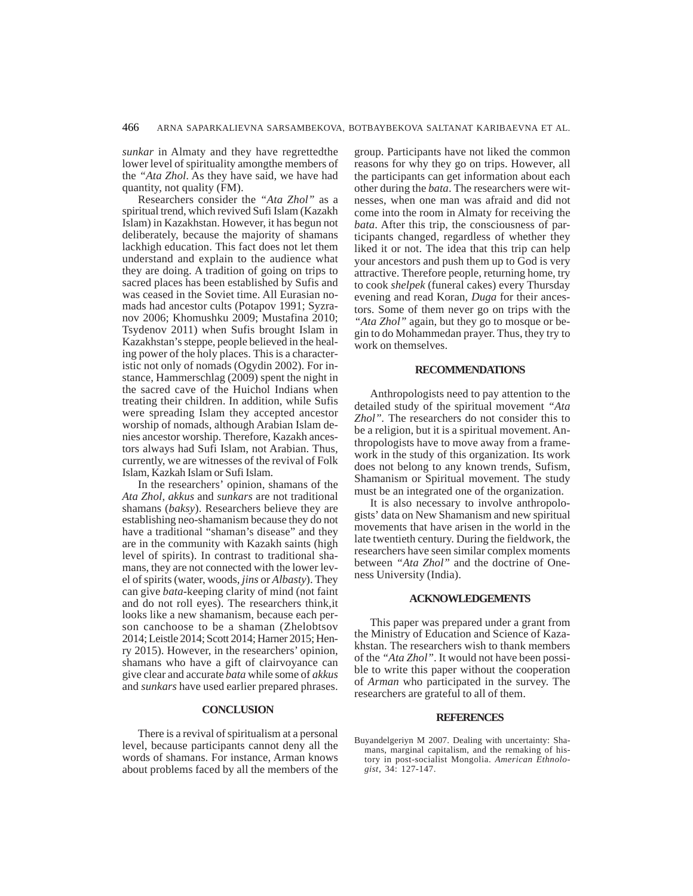*sunkar* in Almaty and they have regrettedthe lower level of spirituality amongthe members of the *"Ata Zhol*. As they have said, we have had quantity, not quality (FM).

Researchers consider the *"Ata Zhol"* as a spiritual trend, which revived Sufi Islam (Kazakh Islam) in Kazakhstan. However, it has begun not deliberately, because the majority of shamans lackhigh education. This fact does not let them understand and explain to the audience what they are doing. A tradition of going on trips to sacred places has been established by Sufis and was ceased in the Soviet time. All Eurasian nomads had ancestor cults (Potapov 1991; Syzranov 2006; Khomushku 2009; Mustafina 2010; Tsydenov 2011) when Sufis brought Islam in Kazakhstan's steppe, people believed in the healing power of the holy places. This is a characteristic not only of nomads (Ogydin 2002). For instance, Hammerschlag (2009) spent the night in the sacred cave of the Huichol Indians when treating their children. In addition, while Sufis were spreading Islam they accepted ancestor worship of nomads, although Arabian Islam denies ancestor worship. Therefore, Kazakh ancestors always had Sufi Islam, not Arabian. Thus, currently, we are witnesses of the revival of Folk Islam, Kazkah Islam or Sufi Islam.

In the researchers' opinion, shamans of the *Ata Zhol*, *akkus* and *sunkars* are not traditional shamans (*baksy*). Researchers believe they are establishing neo-shamanism because they do not have a traditional "shaman's disease" and they are in the community with Kazakh saints (high level of spirits). In contrast to traditional shamans, they are not connected with the lower level of spirits (water, woods, *jins* or *Albasty*). They can give *bata*-keeping clarity of mind (not faint and do not roll eyes). The researchers think,it looks like a new shamanism, because each person canchoose to be a shaman (Zhelobtsov 2014; Leistle 2014; Scott 2014; Harner 2015; Henry 2015). However, in the researchers' opinion, shamans who have a gift of clairvoyance can give clear and accurate *bata* while some of *akkus* and *sunkars* have used earlier prepared phrases.

## CONCLUSION

There is a revival of spiritualism at a personal level, because participants cannot deny all the words of shamans. For instance, Arman knows about problems faced by all the members of the group. Participants have not liked the common reasons for why they go on trips. However, all the participants can get information about each other during the *bata*. The researchers were witnesses, when one man was afraid and did not come into the room in Almaty for receiving the *bata*. After this trip, the consciousness of participants changed, regardless of whether they liked it or not. The idea that this trip can help your ancestors and push them up to God is very attractive. Therefore people, returning home, try to cook *shelpek* (funeral cakes) every Thursday evening and read Koran, *Duga* for their ancestors. Some of them never go on trips with the *"Ata Zhol"* again, but they go to mosque or begin to do Mohammedan prayer. Thus, they try to work on themselves.

## RECOMMENDATIONS

Anthropologists need to pay attention to the detailed study of the spiritual movement *"Ata Zhol"*. The researchers do not consider this to be a religion, but it is a spiritual movement. Anthropologists have to move away from a framework in the study of this organization. Its work does not belong to any known trends, Sufism, Shamanism or Spiritual movement. The study must be an integrated one of the organization.

It is also necessary to involve anthropologists' data on New Shamanism and new spiritual movements that have arisen in the world in the late twentieth century. During the fieldwork, the researchers have seen similar complex moments between *"Ata Zhol"* and the doctrine of Oneness University (India).

## ACKNOWLEDGEMENTS

This paper was prepared under a grant from the Ministry of Education and Science of Kazakhstan. The researchers wish to thank members of the *"Ata Zhol"*. It would not have been possible to write this paper without the cooperation of *Arman* who participated in the survey. The researchers are grateful to all of them.

## REFERENCES

Buyandelgeriyn M 2007. Dealing with uncertainty: Shamans, marginal capitalism, and the remaking of history in post-socialist Mongolia. *American Ethnologist*, 34: 127-147.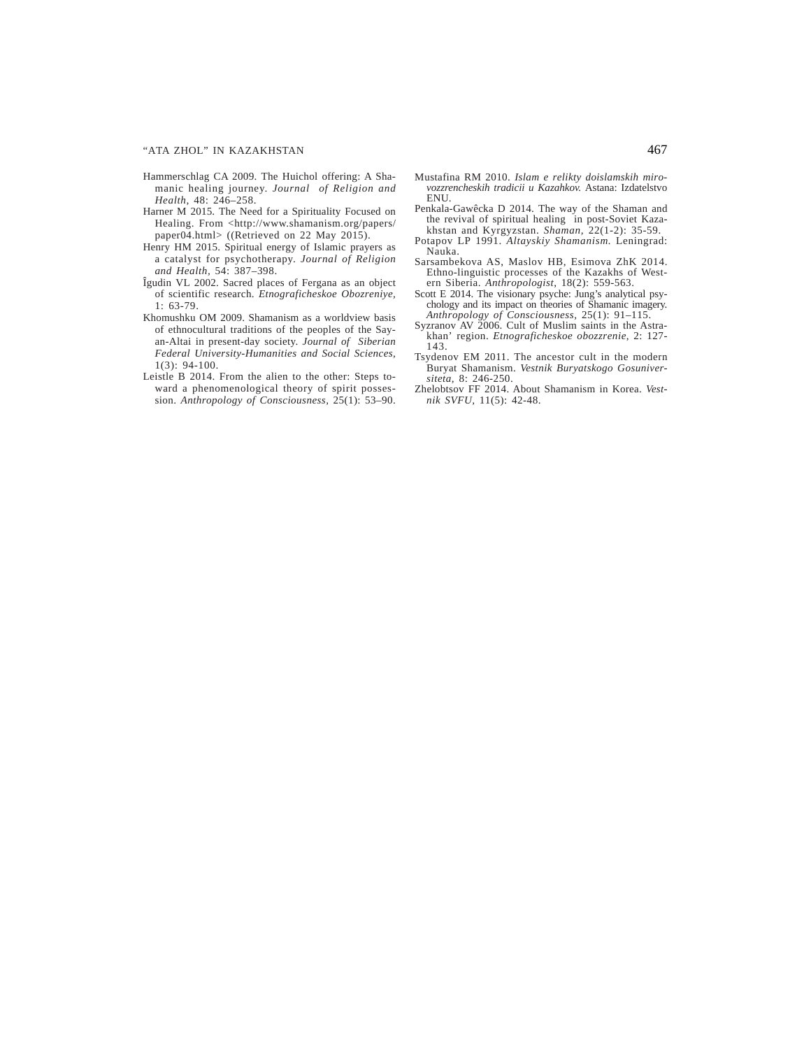Hammerschlag CA 2009. The Huichol offering: A Shamanic healing journey. *Journal of Religion and Health*, 48: 246–258.

Harner M 2015. The Need for a Spirituality Focused on Healing. From <http://www.shamanism.org/papers/paper04.html> ((Retrieved on 22 May 2015).

Henry HM 2015. Spiritual energy of Islamic prayers as a catalyst for psychotherapy. *Journal of Religion and Health*, 54: 387–398.

Îgudin VL 2002. Sacred places of Fergana as an object of scientific research. *Etnograficheskoe Obozreniye*, 1: 63-79.

Khomushku OM 2009. Shamanism as a worldview basis of ethnocultural traditions of the peoples of the Sayan-Altai in present-day society. *Journal of Siberian Federal University-Humanities and Social Sciences*, 1(3): 94-100.

Leistle B 2014. From the alien to the other: Steps toward a phenomenological theory of spirit possession. *Anthropology of Consciousness*, 25(1): 53–90.

Mustafina RM 2010. *Islam e relikty doislamskih mirovozzrencheskih tradicii u Kazahkov.* Astana: Izdatelstvo ENU.

Penkala-Gawêcka D 2014. The way of the Shaman and the revival of spiritual healing in post-Soviet Kazakhstan and Kyrgyzstan. *Shaman,* 22(1-2): 35-59.

Potapov LP 1991. *Altayskiy Shamanism.* Leningrad: Nauka.

Sarsambekova AS, Maslov HB, Esimova ZhK 2014. Ethno-linguistic processes of the Kazakhs of Western Siberia. *Anthropologist,* 18(2): 559-563.

Scott E 2014. The visionary psyche: Jung's analytical psychology and its impact on theories of Shamanic imagery. *Anthropology of Consciousness*, 25(1): 91–115.

Syzranov AV 2006. Cult of Muslim saints in the Astrakhan' region. *Etnograficheskoe obozzrenie,* 2: 127-143.

Tsydenov EM 2011. The ancestor cult in the modern Buryat Shamanism. *Vestnik Buryatskogo Gosuniversiteta,* 8: 246-250.

Zhelobtsov FF 2014. About Shamanism in Korea. *Vestnik SVFU,* 11(5): 42-48.